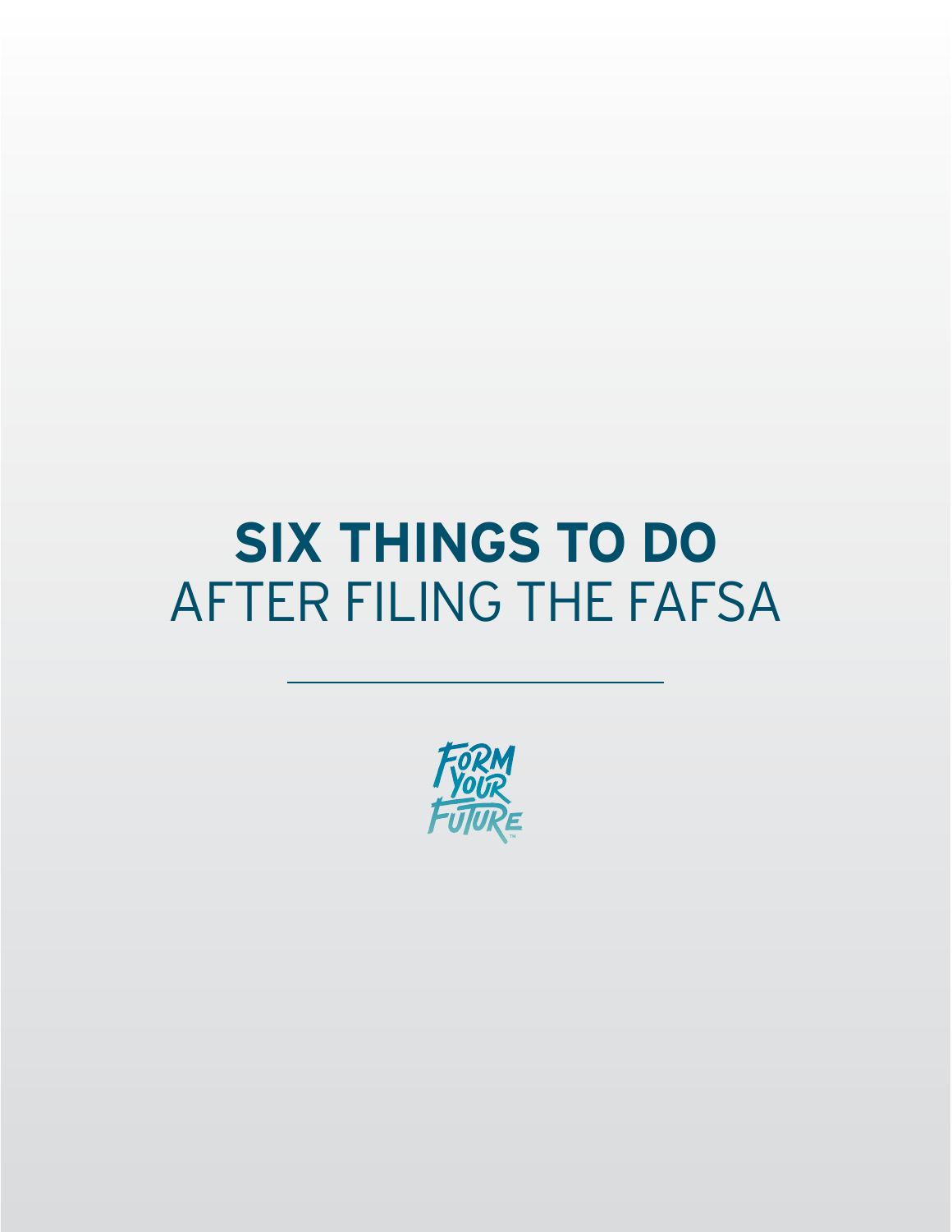# **SIX THINGS TO DO** AFTER FILING THE FAFSA

FORM YOUR FUTURE™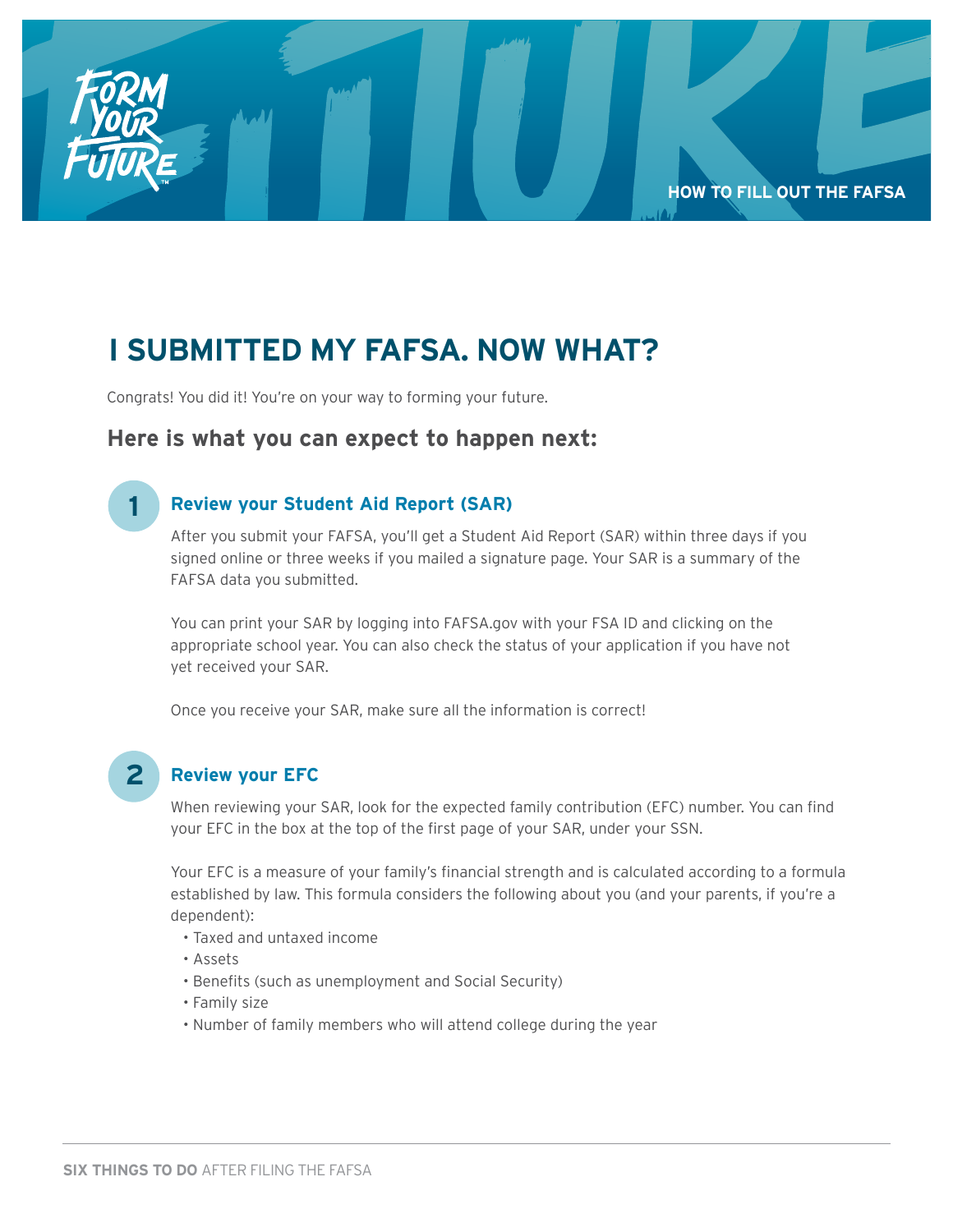# I SUBMITTED MY FAFSA. NOW WHAT?

Congrats! You did it! You're on your way to forming your future.

## Here is what you can expect to happen next:

### 1 Review your Student Aid Report (SAR)

After you submit your FAFSA, you'll get a Student Aid Report (SAR) within three days if you signed online or three weeks if you mailed a signature page. Your SAR is a summary of the FAFSA data you submitted.

You can print your SAR by logging into FAFSA.gov with your FSA ID and clicking on the appropriate school year. You can also check the status of your application if you have not yet received your SAR.

Once you receive your SAR, make sure all the information is correct!

### 2 Review your EFC

When reviewing your SAR, look for the expected family contribution (EFC) number. You can find your EFC in the box at the top of the first page of your SAR, under your SSN.

Your EFC is a measure of your family's financial strength and is calculated according to a formula established by law. This formula considers the following about you (and your parents, if you're a dependent):

- Taxed and untaxed income
- Assets
- Benefits (such as unemployment and Social Security)
- Family size
- Number of family members who will attend college during the year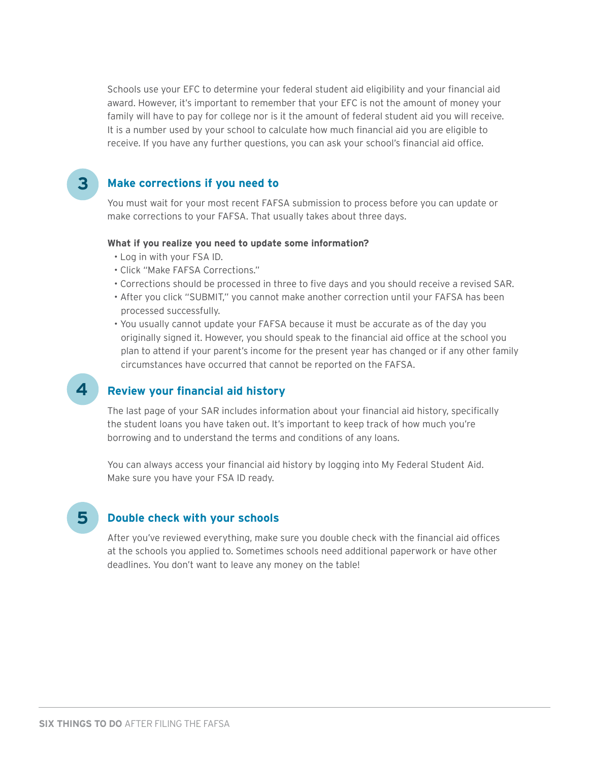Schools use your EFC to determine your federal student aid eligibility and your financial aid award. However, it's important to remember that your EFC is not the amount of money your family will have to pay for college nor is it the amount of federal student aid you will receive. It is a number used by your school to calculate how much financial aid you are eligible to receive. If you have any further questions, you can ask your school's financial aid office.

## 3 Make corrections if you need to

You must wait for your most recent FAFSA submission to process before you can update or make corrections to your FAFSA. That usually takes about three days.

**What if you realize you need to update some information?**

- Log in with your FSA ID.
- Click "Make FAFSA Corrections."
- Corrections should be processed in three to five days and you should receive a revised SAR.
- After you click "SUBMIT," you cannot make another correction until your FAFSA has been processed successfully.
- You usually cannot update your FAFSA because it must be accurate as of the day you originally signed it. However, you should speak to the financial aid office at the school you plan to attend if your parent's income for the present year has changed or if any other family circumstances have occurred that cannot be reported on the FAFSA.

## 4 Review your financial aid history

The last page of your SAR includes information about your financial aid history, specifically the student loans you have taken out. It's important to keep track of how much you're borrowing and to understand the terms and conditions of any loans.

You can always access your financial aid history by logging into My Federal Student Aid. Make sure you have your FSA ID ready.

## 5 Double check with your schools

After you've reviewed everything, make sure you double check with the financial aid offices at the schools you applied to. Sometimes schools need additional paperwork or have other deadlines. You don't want to leave any money on the table!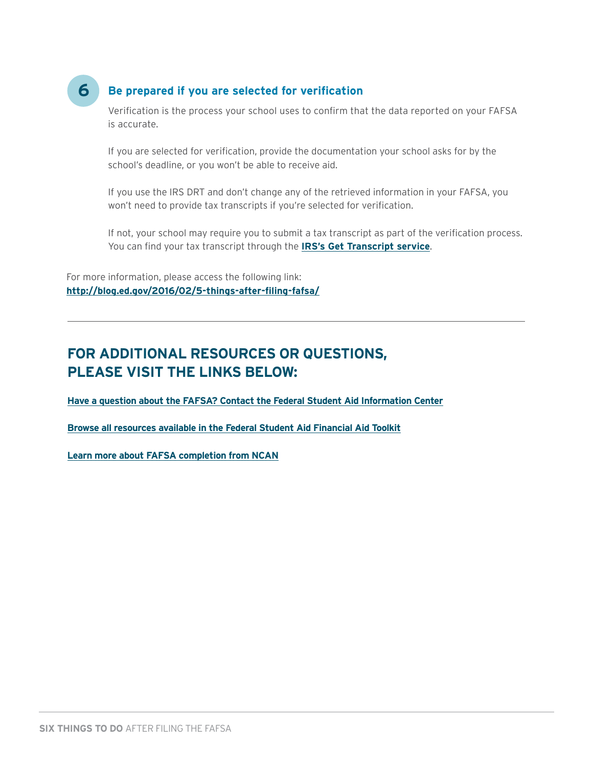## 6 Be prepared if you are selected for verification

Verification is the process your school uses to confirm that the data reported on your FAFSA is accurate.

If you are selected for verification, provide the documentation your school asks for by the school's deadline, or you won't be able to receive aid.

If you use the IRS DRT and don't change any of the retrieved information in your FAFSA, you won't need to provide tax transcripts if you're selected for verification.

If not, your school may require you to submit a tax transcript as part of the verification process. You can find your tax transcript through the **IRS's Get Transcript service**.

For more information, please access the following link:
**http://blog.ed.gov/2016/02/5-things-after-filing-fafsa/**

---

## FOR ADDITIONAL RESOURCES OR QUESTIONS, PLEASE VISIT THE LINKS BELOW:

**Have a question about the FAFSA? Contact the Federal Student Aid Information Center**

**Browse all resources available in the Federal Student Aid Financial Aid Toolkit**

**Learn more about FAFSA completion from NCAN**